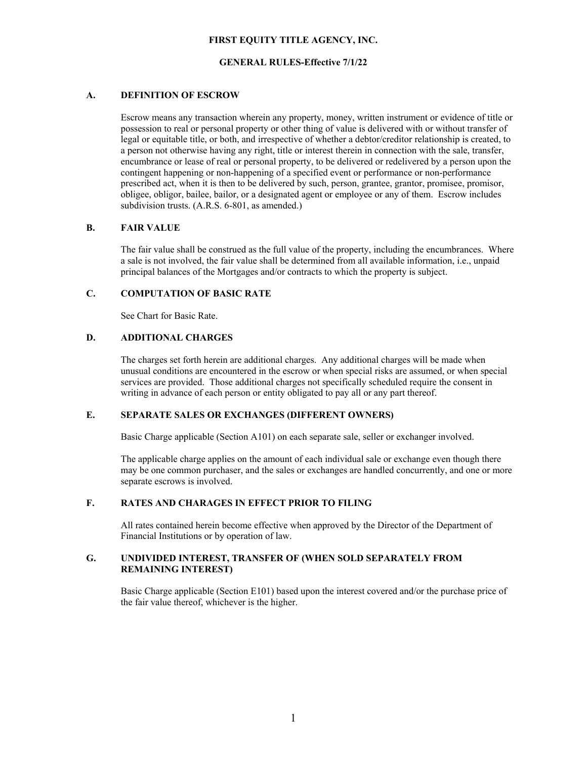# FIRST EQUITY TITLE AGENCY, INC.

## GENERAL RULES-Effective 7/1/22

### A. DEFINITION OF ESCROW

Escrow means any transaction wherein any property, money, written instrument or evidence of title or possession to real or personal property or other thing of value is delivered with or without transfer of legal or equitable title, or both, and irrespective of whether a debtor/creditor relationship is created, to a person not otherwise having any right, title or interest therein in connection with the sale, transfer, encumbrance or lease of real or personal property, to be delivered or redelivered by a person upon the contingent happening or non-happening of a specified event or performance or non-performance prescribed act, when it is then to be delivered by such, person, grantee, grantor, promisee, promisor, obligee, obligor, bailee, bailor, or a designated agent or employee or any of them. Escrow includes subdivision trusts. (A.R.S. 6-801, as amended.)

### B. FAIR VALUE

The fair value shall be construed as the full value of the property, including the encumbrances. Where a sale is not involved, the fair value shall be determined from all available information, i.e., unpaid principal balances of the Mortgages and/or contracts to which the property is subject.

### C. COMPUTATION OF BASIC RATE

See Chart for Basic Rate.

### D. ADDITIONAL CHARGES

The charges set forth herein are additional charges. Any additional charges will be made when unusual conditions are encountered in the escrow or when special risks are assumed, or when special services are provided. Those additional charges not specifically scheduled require the consent in writing in advance of each person or entity obligated to pay all or any part thereof.

### E. SEPARATE SALES OR EXCHANGES (DIFFERENT OWNERS)

Basic Charge applicable (Section A101) on each separate sale, seller or exchanger involved.

The applicable charge applies on the amount of each individual sale or exchange even though there may be one common purchaser, and the sales or exchanges are handled concurrently, and one or more separate escrows is involved.

### F. RATES AND CHARAGES IN EFFECT PRIOR TO FILING

All rates contained herein become effective when approved by the Director of the Department of Financial Institutions or by operation of law.

### G. UNDIVIDED INTEREST, TRANSFER OF (WHEN SOLD SEPARATELY FROM REMAINING INTEREST)

Basic Charge applicable (Section E101) based upon the interest covered and/or the purchase price of the fair value thereof, whichever is the higher.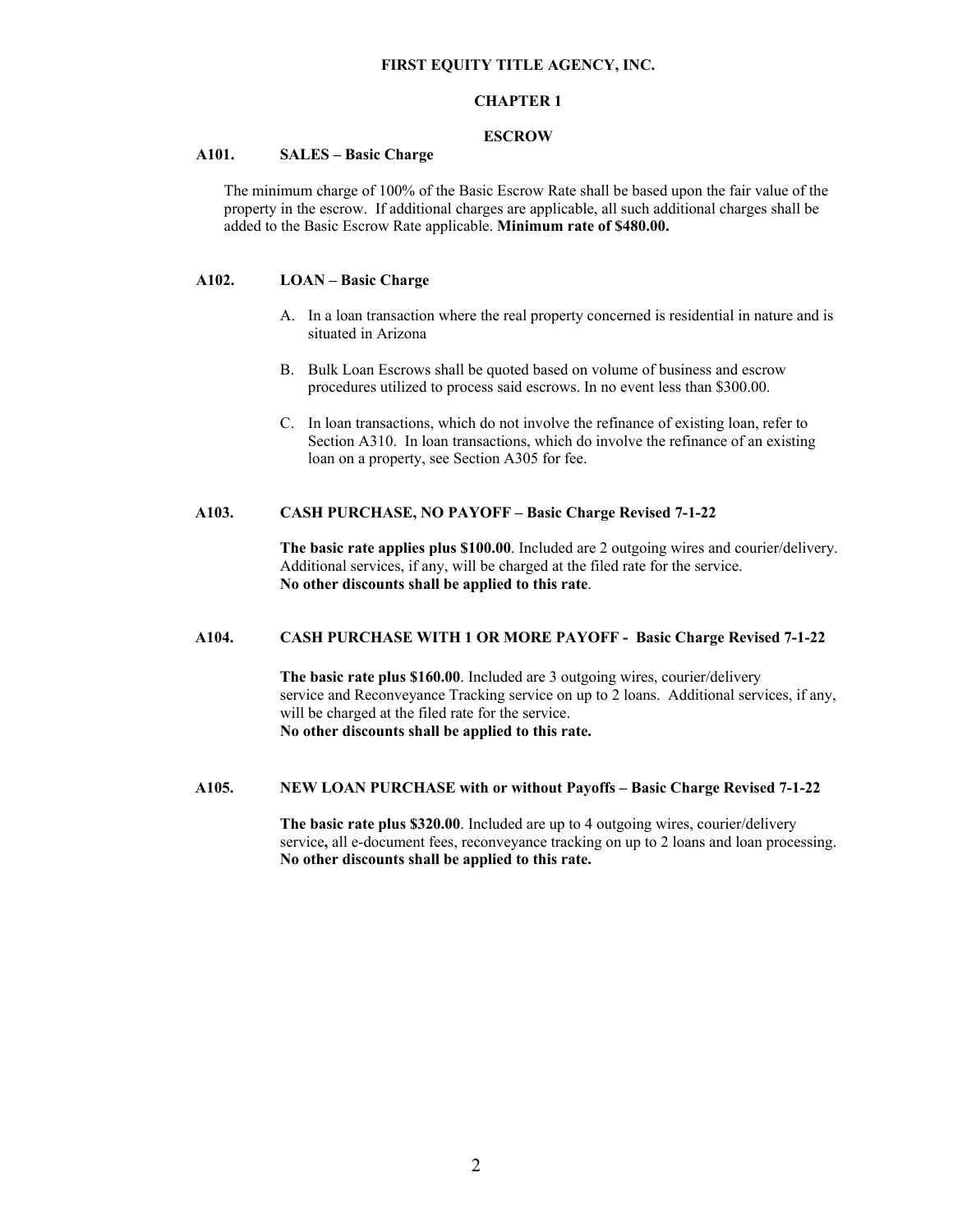**FIRST EQUITY TITLE AGENCY, INC.**

# CHAPTER 1

## ESCROW

### A101. SALES – Basic Charge

The minimum charge of 100% of the Basic Escrow Rate shall be based upon the fair value of the property in the escrow. If additional charges are applicable, all such additional charges shall be added to the Basic Escrow Rate applicable. **Minimum rate of $480.00.**

### A102. LOAN – Basic Charge

A. In a loan transaction where the real property concerned is residential in nature and is situated in Arizona

B. Bulk Loan Escrows shall be quoted based on volume of business and escrow procedures utilized to process said escrows. In no event less than $300.00.

C. In loan transactions, which do not involve the refinance of existing loan, refer to Section A310. In loan transactions, which do involve the refinance of an existing loan on a property, see Section A305 for fee.

### A103. CASH PURCHASE, NO PAYOFF – Basic Charge Revised 7-1-22

**The basic rate applies plus $100.00**. Included are 2 outgoing wires and courier/delivery. Additional services, if any, will be charged at the filed rate for the service.
**No other discounts shall be applied to this rate**.

### A104. CASH PURCHASE WITH 1 OR MORE PAYOFF - Basic Charge Revised 7-1-22

**The basic rate plus $160.00**. Included are 3 outgoing wires, courier/delivery service and Reconveyance Tracking service on up to 2 loans. Additional services, if any, will be charged at the filed rate for the service.
**No other discounts shall be applied to this rate.**

### A105. NEW LOAN PURCHASE with or without Payoffs – Basic Charge Revised 7-1-22

**The basic rate plus $320.00**. Included are up to 4 outgoing wires, courier/delivery service**,** all e-document fees, reconveyance tracking on up to 2 loans and loan processing.
**No other discounts shall be applied to this rate.**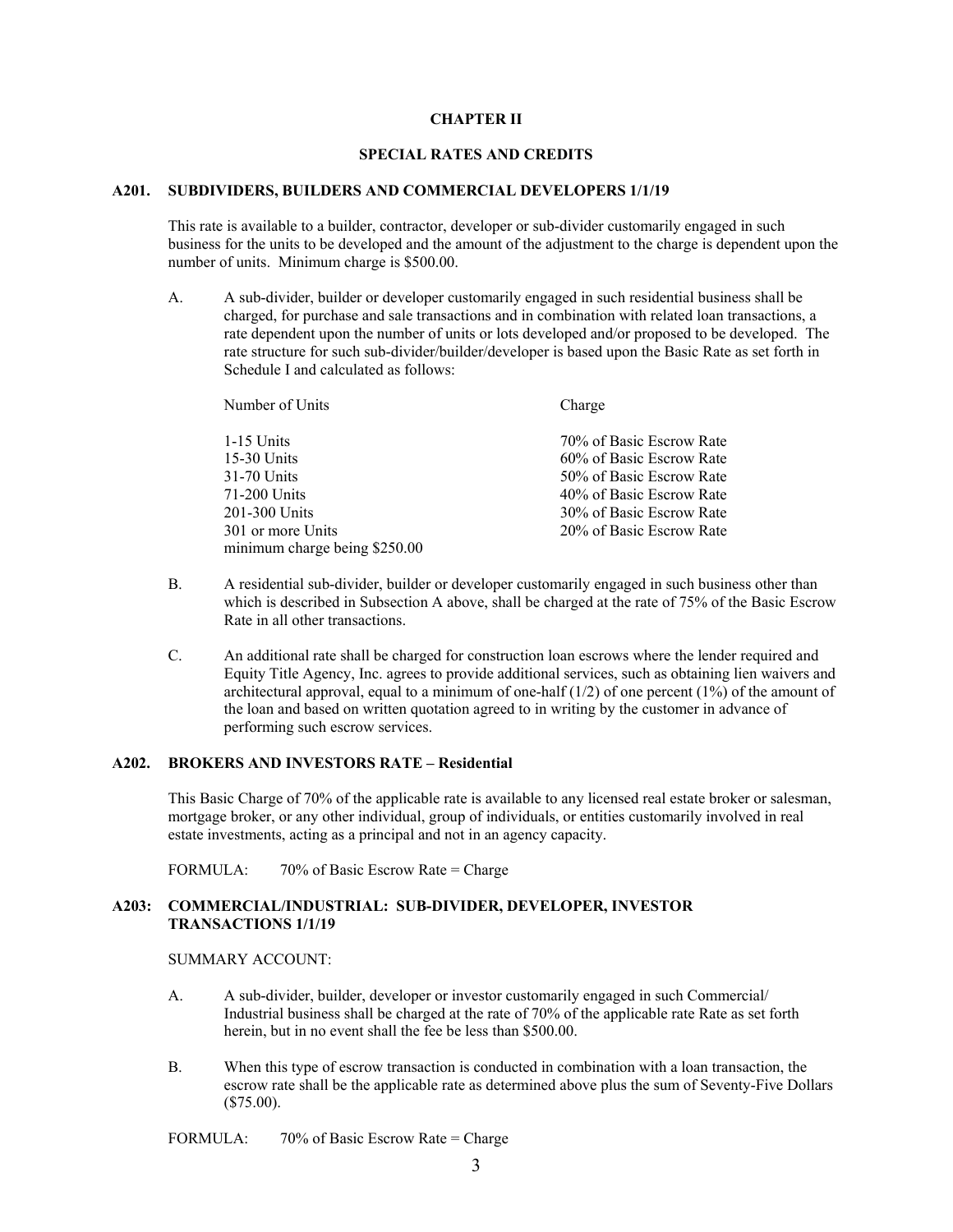# CHAPTER II

## SPECIAL RATES AND CREDITS

### A201. SUBDIVIDERS, BUILDERS AND COMMERCIAL DEVELOPERS 1/1/19

This rate is available to a builder, contractor, developer or sub-divider customarily engaged in such business for the units to be developed and the amount of the adjustment to the charge is dependent upon the number of units. Minimum charge is $500.00.

A. A sub-divider, builder or developer customarily engaged in such residential business shall be charged, for purchase and sale transactions and in combination with related loan transactions, a rate dependent upon the number of units or lots developed and/or proposed to be developed. The rate structure for such sub-divider/builder/developer is based upon the Basic Rate as set forth in Schedule I and calculated as follows:

| Number of Units | Charge |
|---|---|
| 1-15 Units | 70% of Basic Escrow Rate |
| 15-30 Units | 60% of Basic Escrow Rate |
| 31-70 Units | 50% of Basic Escrow Rate |
| 71-200 Units | 40% of Basic Escrow Rate |
| 201-300 Units | 30% of Basic Escrow Rate |
| 301 or more Units | 20% of Basic Escrow Rate |
| minimum charge being $250.00 | |

B. A residential sub-divider, builder or developer customarily engaged in such business other than which is described in Subsection A above, shall be charged at the rate of 75% of the Basic Escrow Rate in all other transactions.

C. An additional rate shall be charged for construction loan escrows where the lender required and Equity Title Agency, Inc. agrees to provide additional services, such as obtaining lien waivers and architectural approval, equal to a minimum of one-half (1/2) of one percent (1%) of the amount of the loan and based on written quotation agreed to in writing by the customer in advance of performing such escrow services.

### A202. BROKERS AND INVESTORS RATE – Residential

This Basic Charge of 70% of the applicable rate is available to any licensed real estate broker or salesman, mortgage broker, or any other individual, group of individuals, or entities customarily involved in real estate investments, acting as a principal and not in an agency capacity.

FORMULA: 70% of Basic Escrow Rate = Charge

### A203: COMMERCIAL/INDUSTRIAL: SUB-DIVIDER, DEVELOPER, INVESTOR TRANSACTIONS 1/1/19

SUMMARY ACCOUNT:

A. A sub-divider, builder, developer or investor customarily engaged in such Commercial/ Industrial business shall be charged at the rate of 70% of the applicable rate Rate as set forth herein, but in no event shall the fee be less than $500.00.

B. When this type of escrow transaction is conducted in combination with a loan transaction, the escrow rate shall be the applicable rate as determined above plus the sum of Seventy-Five Dollars ($75.00).

FORMULA: 70% of Basic Escrow Rate = Charge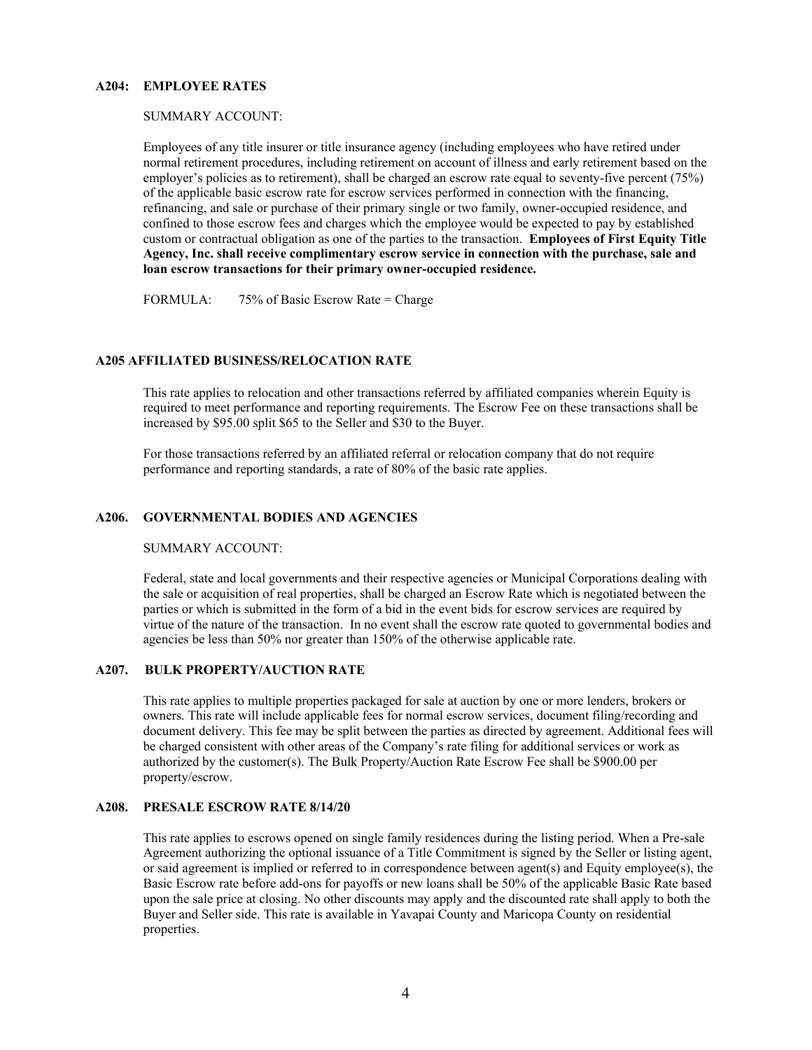**A204: EMPLOYEE RATES**

SUMMARY ACCOUNT:

Employees of any title insurer or title insurance agency (including employees who have retired under normal retirement procedures, including retirement on account of illness and early retirement based on the employer's policies as to retirement), shall be charged an escrow rate equal to seventy-five percent (75%) of the applicable basic escrow rate for escrow services performed in connection with the financing, refinancing, and sale or purchase of their primary single or two family, owner-occupied residence, and confined to those escrow fees and charges which the employee would be expected to pay by established custom or contractual obligation as one of the parties to the transaction. **Employees of First Equity Title Agency, Inc. shall receive complimentary escrow service in connection with the purchase, sale and loan escrow transactions for their primary owner-occupied residence.**

FORMULA: 75% of Basic Escrow Rate = Charge

**A205 AFFILIATED BUSINESS/RELOCATION RATE**

This rate applies to relocation and other transactions referred by affiliated companies wherein Equity is required to meet performance and reporting requirements. The Escrow Fee on these transactions shall be increased by $95.00 split $65 to the Seller and $30 to the Buyer.

For those transactions referred by an affiliated referral or relocation company that do not require performance and reporting standards, a rate of 80% of the basic rate applies.

**A206. GOVERNMENTAL BODIES AND AGENCIES**

SUMMARY ACCOUNT:

Federal, state and local governments and their respective agencies or Municipal Corporations dealing with the sale or acquisition of real properties, shall be charged an Escrow Rate which is negotiated between the parties or which is submitted in the form of a bid in the event bids for escrow services are required by virtue of the nature of the transaction. In no event shall the escrow rate quoted to governmental bodies and agencies be less than 50% nor greater than 150% of the otherwise applicable rate.

**A207. BULK PROPERTY/AUCTION RATE**

This rate applies to multiple properties packaged for sale at auction by one or more lenders, brokers or owners. This rate will include applicable fees for normal escrow services, document filing/recording and document delivery. This fee may be split between the parties as directed by agreement. Additional fees will be charged consistent with other areas of the Company's rate filing for additional services or work as authorized by the customer(s). The Bulk Property/Auction Rate Escrow Fee shall be $900.00 per property/escrow.

**A208. PRESALE ESCROW RATE 8/14/20**

This rate applies to escrows opened on single family residences during the listing period. When a Pre-sale Agreement authorizing the optional issuance of a Title Commitment is signed by the Seller or listing agent, or said agreement is implied or referred to in correspondence between agent(s) and Equity employee(s), the Basic Escrow rate before add-ons for payoffs or new loans shall be 50% of the applicable Basic Rate based upon the sale price at closing. No other discounts may apply and the discounted rate shall apply to both the Buyer and Seller side. This rate is available in Yavapai County and Maricopa County on residential properties.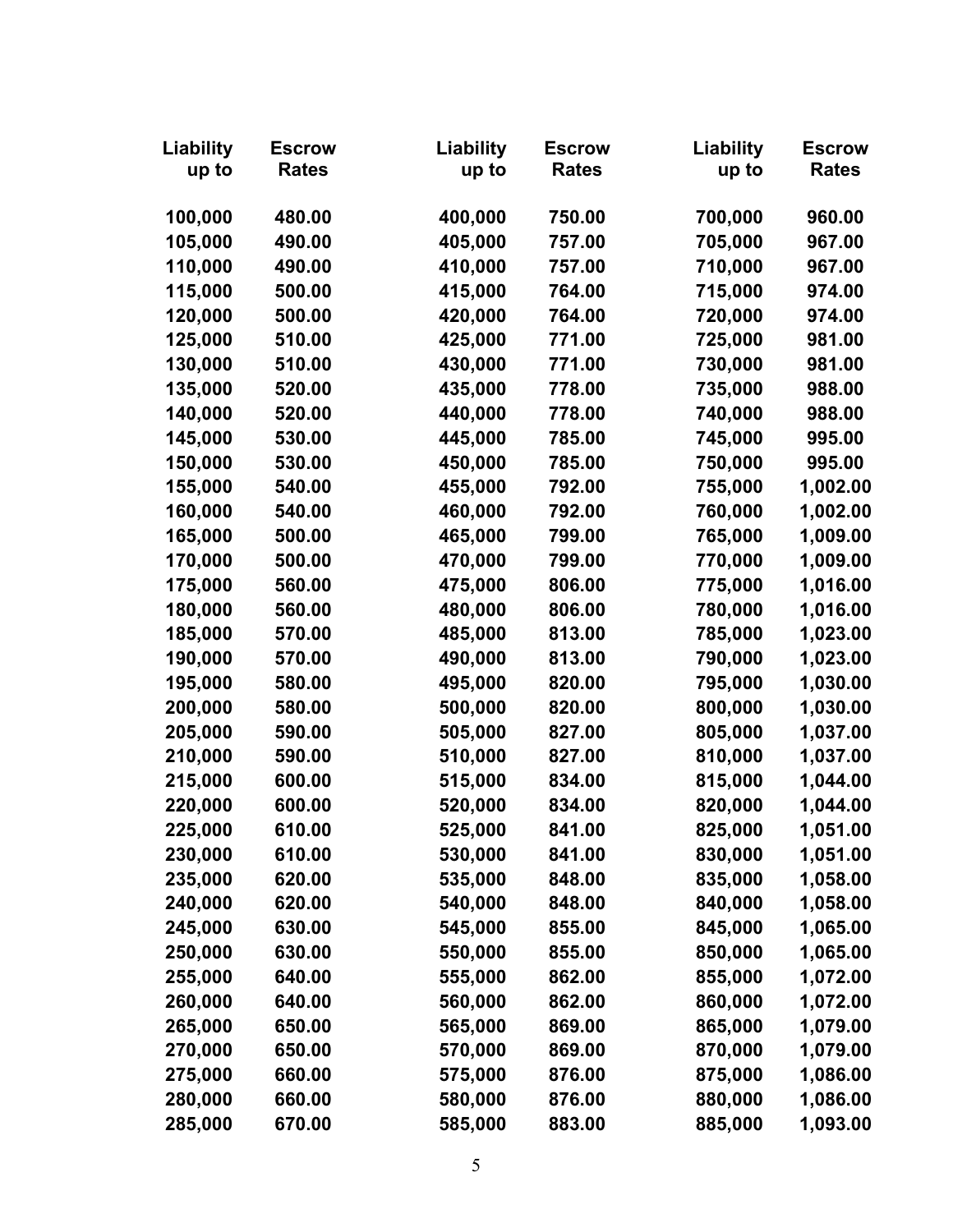| Liability up to | Escrow Rates | Liability up to | Escrow Rates | Liability up to | Escrow Rates |
|---|---|---|---|---|---|
| 100,000 | 480.00 | 400,000 | 750.00 | 700,000 | 960.00 |
| 105,000 | 490.00 | 405,000 | 757.00 | 705,000 | 967.00 |
| 110,000 | 490.00 | 410,000 | 757.00 | 710,000 | 967.00 |
| 115,000 | 500.00 | 415,000 | 764.00 | 715,000 | 974.00 |
| 120,000 | 500.00 | 420,000 | 764.00 | 720,000 | 974.00 |
| 125,000 | 510.00 | 425,000 | 771.00 | 725,000 | 981.00 |
| 130,000 | 510.00 | 430,000 | 771.00 | 730,000 | 981.00 |
| 135,000 | 520.00 | 435,000 | 778.00 | 735,000 | 988.00 |
| 140,000 | 520.00 | 440,000 | 778.00 | 740,000 | 988.00 |
| 145,000 | 530.00 | 445,000 | 785.00 | 745,000 | 995.00 |
| 150,000 | 530.00 | 450,000 | 785.00 | 750,000 | 995.00 |
| 155,000 | 540.00 | 455,000 | 792.00 | 755,000 | 1,002.00 |
| 160,000 | 540.00 | 460,000 | 792.00 | 760,000 | 1,002.00 |
| 165,000 | 500.00 | 465,000 | 799.00 | 765,000 | 1,009.00 |
| 170,000 | 500.00 | 470,000 | 799.00 | 770,000 | 1,009.00 |
| 175,000 | 560.00 | 475,000 | 806.00 | 775,000 | 1,016.00 |
| 180,000 | 560.00 | 480,000 | 806.00 | 780,000 | 1,016.00 |
| 185,000 | 570.00 | 485,000 | 813.00 | 785,000 | 1,023.00 |
| 190,000 | 570.00 | 490,000 | 813.00 | 790,000 | 1,023.00 |
| 195,000 | 580.00 | 495,000 | 820.00 | 795,000 | 1,030.00 |
| 200,000 | 580.00 | 500,000 | 820.00 | 800,000 | 1,030.00 |
| 205,000 | 590.00 | 505,000 | 827.00 | 805,000 | 1,037.00 |
| 210,000 | 590.00 | 510,000 | 827.00 | 810,000 | 1,037.00 |
| 215,000 | 600.00 | 515,000 | 834.00 | 815,000 | 1,044.00 |
| 220,000 | 600.00 | 520,000 | 834.00 | 820,000 | 1,044.00 |
| 225,000 | 610.00 | 525,000 | 841.00 | 825,000 | 1,051.00 |
| 230,000 | 610.00 | 530,000 | 841.00 | 830,000 | 1,051.00 |
| 235,000 | 620.00 | 535,000 | 848.00 | 835,000 | 1,058.00 |
| 240,000 | 620.00 | 540,000 | 848.00 | 840,000 | 1,058.00 |
| 245,000 | 630.00 | 545,000 | 855.00 | 845,000 | 1,065.00 |
| 250,000 | 630.00 | 550,000 | 855.00 | 850,000 | 1,065.00 |
| 255,000 | 640.00 | 555,000 | 862.00 | 855,000 | 1,072.00 |
| 260,000 | 640.00 | 560,000 | 862.00 | 860,000 | 1,072.00 |
| 265,000 | 650.00 | 565,000 | 869.00 | 865,000 | 1,079.00 |
| 270,000 | 650.00 | 570,000 | 869.00 | 870,000 | 1,079.00 |
| 275,000 | 660.00 | 575,000 | 876.00 | 875,000 | 1,086.00 |
| 280,000 | 660.00 | 580,000 | 876.00 | 880,000 | 1,086.00 |
| 285,000 | 670.00 | 585,000 | 883.00 | 885,000 | 1,093.00 |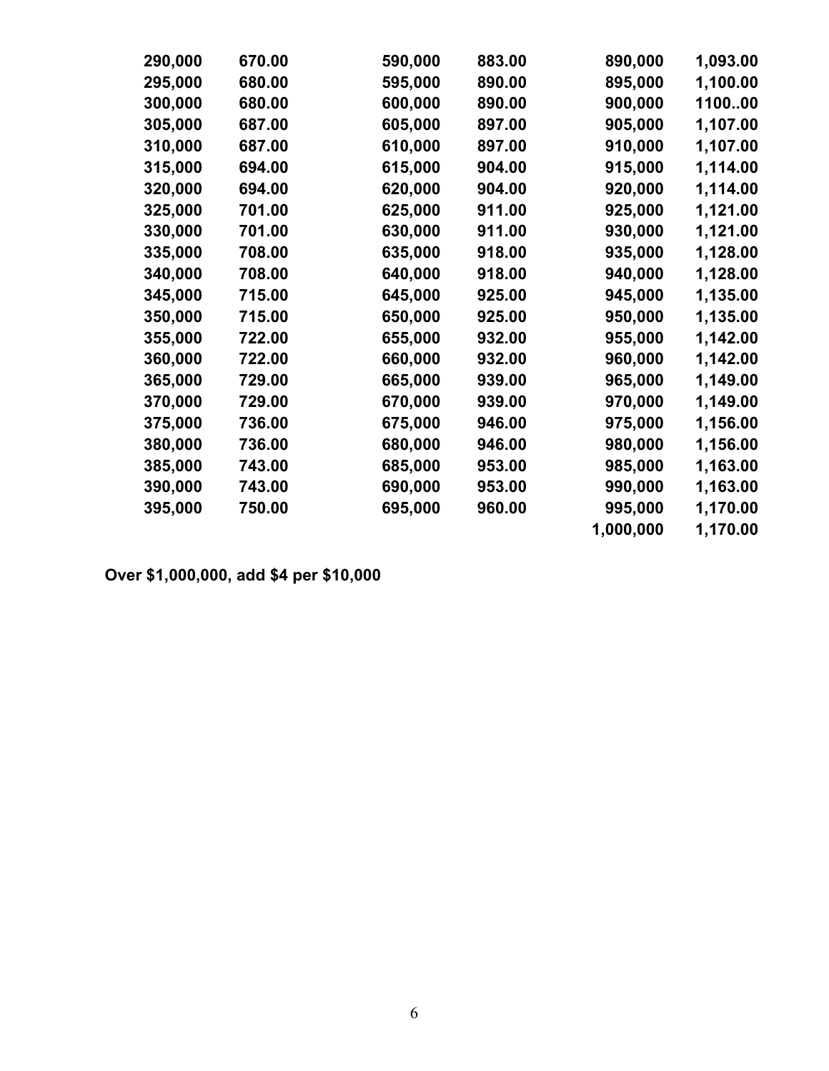| | | | | | |
|---|---|---|---|---|---|
| **290,000** | **670.00** | **590,000** | **883.00** | **890,000** | **1,093.00** |
| **295,000** | **680.00** | **595,000** | **890.00** | **895,000** | **1,100.00** |
| **300,000** | **680.00** | **600,000** | **890.00** | **900,000** | **1100..00** |
| **305,000** | **687.00** | **605,000** | **897.00** | **905,000** | **1,107.00** |
| **310,000** | **687.00** | **610,000** | **897.00** | **910,000** | **1,107.00** |
| **315,000** | **694.00** | **615,000** | **904.00** | **915,000** | **1,114.00** |
| **320,000** | **694.00** | **620,000** | **904.00** | **920,000** | **1,114.00** |
| **325,000** | **701.00** | **625,000** | **911.00** | **925,000** | **1,121.00** |
| **330,000** | **701.00** | **630,000** | **911.00** | **930,000** | **1,121.00** |
| **335,000** | **708.00** | **635,000** | **918.00** | **935,000** | **1,128.00** |
| **340,000** | **708.00** | **640,000** | **918.00** | **940,000** | **1,128.00** |
| **345,000** | **715.00** | **645,000** | **925.00** | **945,000** | **1,135.00** |
| **350,000** | **715.00** | **650,000** | **925.00** | **950,000** | **1,135.00** |
| **355,000** | **722.00** | **655,000** | **932.00** | **955,000** | **1,142.00** |
| **360,000** | **722.00** | **660,000** | **932.00** | **960,000** | **1,142.00** |
| **365,000** | **729.00** | **665,000** | **939.00** | **965,000** | **1,149.00** |
| **370,000** | **729.00** | **670,000** | **939.00** | **970,000** | **1,149.00** |
| **375,000** | **736.00** | **675,000** | **946.00** | **975,000** | **1,156.00** |
| **380,000** | **736.00** | **680,000** | **946.00** | **980,000** | **1,156.00** |
| **385,000** | **743.00** | **685,000** | **953.00** | **985,000** | **1,163.00** |
| **390,000** | **743.00** | **690,000** | **953.00** | **990,000** | **1,163.00** |
| **395,000** | **750.00** | **695,000** | **960.00** | **995,000** | **1,170.00** |
| | | | | **1,000,000** | **1,170.00** |

**Over $1,000,000, add $4 per $10,000**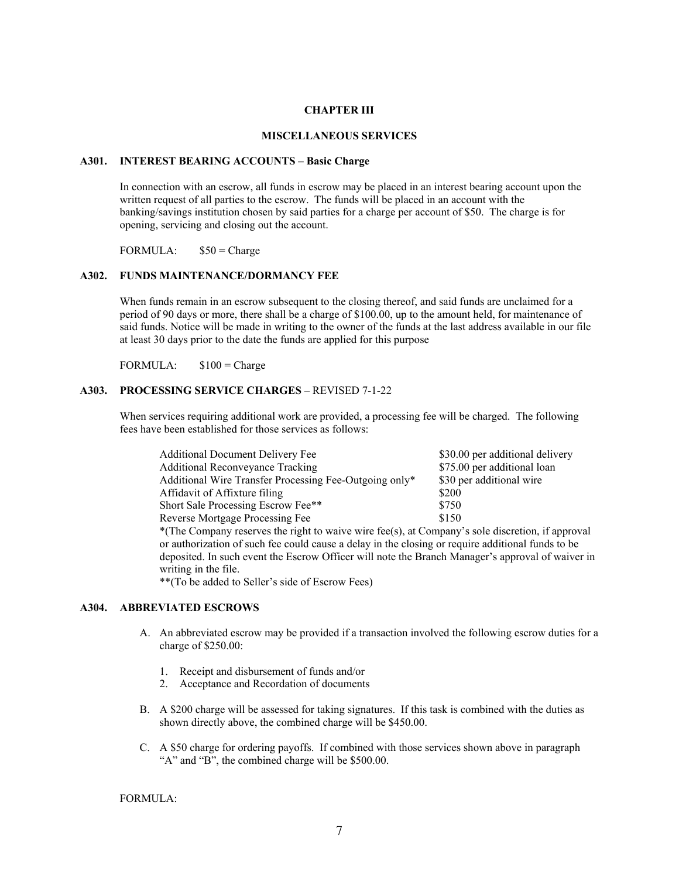## CHAPTER III

## MISCELLANEOUS SERVICES

### A301. INTEREST BEARING ACCOUNTS – Basic Charge

In connection with an escrow, all funds in escrow may be placed in an interest bearing account upon the written request of all parties to the escrow. The funds will be placed in an account with the banking/savings institution chosen by said parties for a charge per account of $50. The charge is for opening, servicing and closing out the account.

FORMULA: $50 = Charge

### A302. FUNDS MAINTENANCE/DORMANCY FEE

When funds remain in an escrow subsequent to the closing thereof, and said funds are unclaimed for a period of 90 days or more, there shall be a charge of $100.00, up to the amount held, for maintenance of said funds. Notice will be made in writing to the owner of the funds at the last address available in our file at least 30 days prior to the date the funds are applied for this purpose

FORMULA: $100 = Charge

### A303. PROCESSING SERVICE CHARGES – REVISED 7-1-22

When services requiring additional work are provided, a processing fee will be charged. The following fees have been established for those services as follows:

| Service | Fee |
|---|---|
| Additional Document Delivery Fee | $30.00 per additional delivery |
| Additional Reconveyance Tracking | $75.00 per additional loan |
| Additional Wire Transfer Processing Fee-Outgoing only* | $30 per additional wire |
| Affidavit of Affixture filing | $200 |
| Short Sale Processing Escrow Fee** | $750 |
| Reverse Mortgage Processing Fee | $150 |

*(The Company reserves the right to waive wire fee(s), at Company's sole discretion, if approval or authorization of such fee could cause a delay in the closing or require additional funds to be deposited. In such event the Escrow Officer will note the Branch Manager's approval of waiver in writing in the file.

**(To be added to Seller's side of Escrow Fees)

### A304. ABBREVIATED ESCROWS

A. An abbreviated escrow may be provided if a transaction involved the following escrow duties for a charge of $250.00:

   1. Receipt and disbursement of funds and/or
   2. Acceptance and Recordation of documents

B. A $200 charge will be assessed for taking signatures. If this task is combined with the duties as shown directly above, the combined charge will be $450.00.

C. A $50 charge for ordering payoffs. If combined with those services shown above in paragraph "A" and "B", the combined charge will be $500.00.

FORMULA: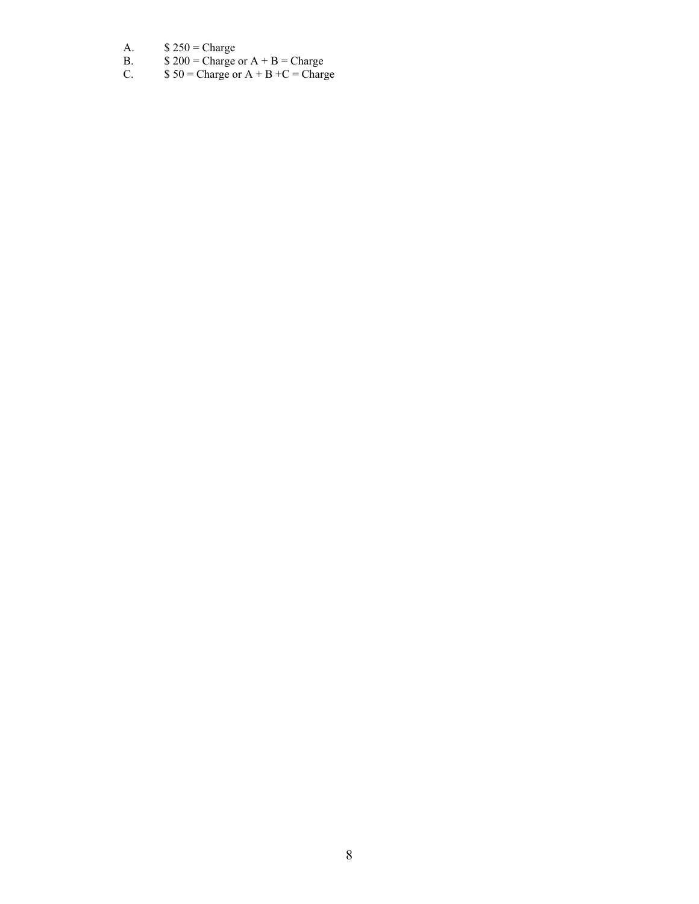A. $ 250 = Charge
B. $ 200 = Charge or A + B = Charge
C. $ 50 = Charge or A + B +C = Charge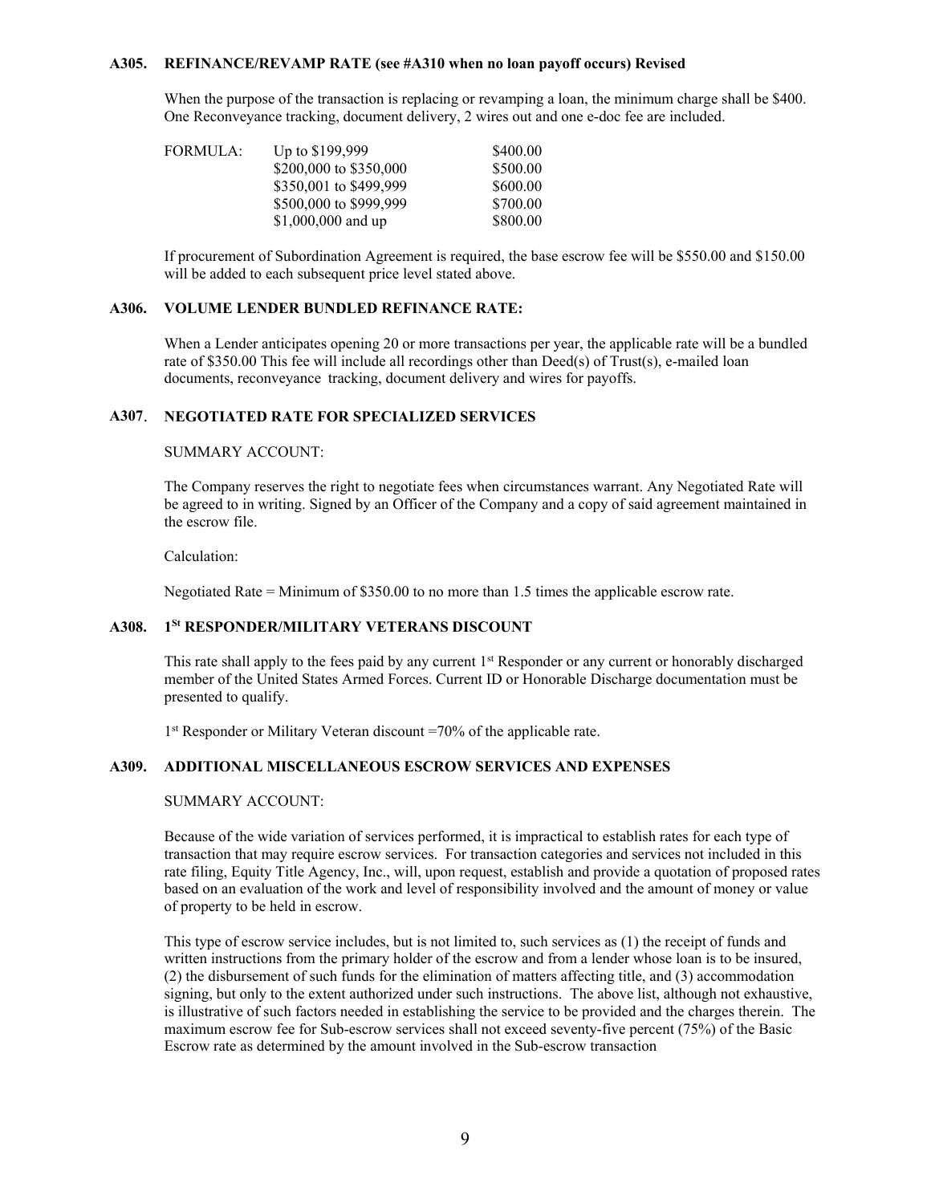### A305. REFINANCE/REVAMP RATE (see #A310 when no loan payoff occurs) Revised

When the purpose of the transaction is replacing or revamping a loan, the minimum charge shall be $400. One Reconveyance tracking, document delivery, 2 wires out and one e-doc fee are included.

| FORMULA: | Up to $199,999 | $400.00 |
|---|---|---|
| | $200,000 to $350,000 | $500.00 |
| | $350,001 to $499,999 | $600.00 |
| | $500,000 to $999,999 | $700.00 |
| | $1,000,000 and up | $800.00 |

If procurement of Subordination Agreement is required, the base escrow fee will be $550.00 and $150.00 will be added to each subsequent price level stated above.

### A306. VOLUME LENDER BUNDLED REFINANCE RATE:

When a Lender anticipates opening 20 or more transactions per year, the applicable rate will be a bundled rate of $350.00 This fee will include all recordings other than Deed(s) of Trust(s), e-mailed loan documents, reconveyance tracking, document delivery and wires for payoffs.

### A307. NEGOTIATED RATE FOR SPECIALIZED SERVICES

SUMMARY ACCOUNT:

The Company reserves the right to negotiate fees when circumstances warrant. Any Negotiated Rate will be agreed to in writing. Signed by an Officer of the Company and a copy of said agreement maintained in the escrow file.

Calculation:

Negotiated Rate = Minimum of $350.00 to no more than 1.5 times the applicable escrow rate.

### A308. 1St RESPONDER/MILITARY VETERANS DISCOUNT

This rate shall apply to the fees paid by any current 1st Responder or any current or honorably discharged member of the United States Armed Forces. Current ID or Honorable Discharge documentation must be presented to qualify.

1st Responder or Military Veteran discount =70% of the applicable rate.

### A309. ADDITIONAL MISCELLANEOUS ESCROW SERVICES AND EXPENSES

SUMMARY ACCOUNT:

Because of the wide variation of services performed, it is impractical to establish rates for each type of transaction that may require escrow services. For transaction categories and services not included in this rate filing, Equity Title Agency, Inc., will, upon request, establish and provide a quotation of proposed rates based on an evaluation of the work and level of responsibility involved and the amount of money or value of property to be held in escrow.

This type of escrow service includes, but is not limited to, such services as (1) the receipt of funds and written instructions from the primary holder of the escrow and from a lender whose loan is to be insured, (2) the disbursement of such funds for the elimination of matters affecting title, and (3) accommodation signing, but only to the extent authorized under such instructions. The above list, although not exhaustive, is illustrative of such factors needed in establishing the service to be provided and the charges therein. The maximum escrow fee for Sub-escrow services shall not exceed seventy-five percent (75%) of the Basic Escrow rate as determined by the amount involved in the Sub-escrow transaction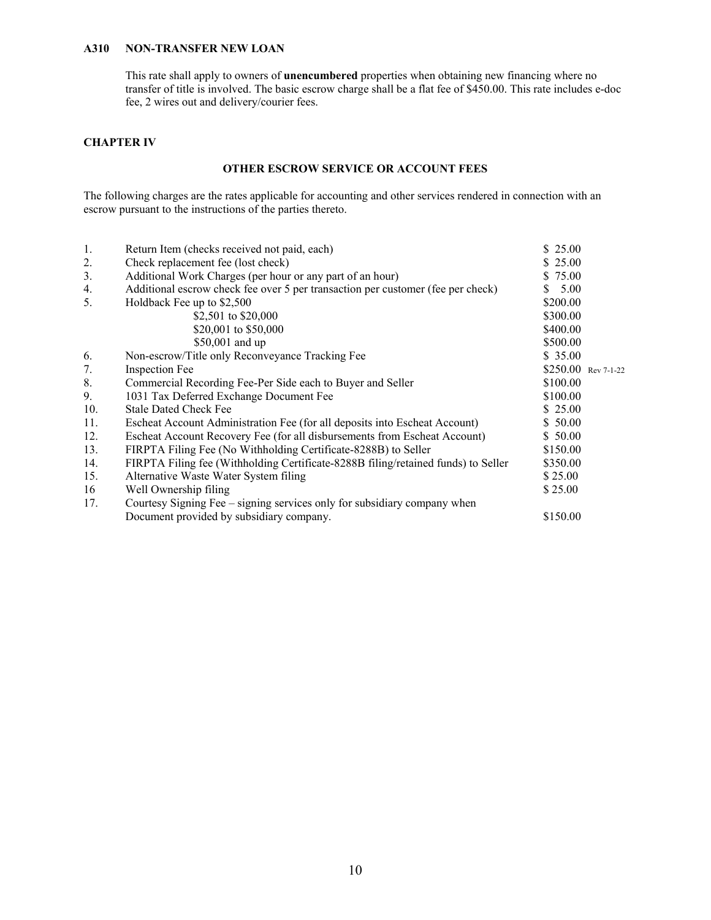**A310 NON-TRANSFER NEW LOAN**

This rate shall apply to owners of **unencumbered** properties when obtaining new financing where no transfer of title is involved. The basic escrow charge shall be a flat fee of $450.00. This rate includes e-doc fee, 2 wires out and delivery/courier fees.

## CHAPTER IV

### OTHER ESCROW SERVICE OR ACCOUNT FEES

The following charges are the rates applicable for accounting and other services rendered in connection with an escrow pursuant to the instructions of the parties thereto.

| | | |
|---|---|---|
| 1. | Return Item (checks received not paid, each) | $ 25.00 |
| 2. | Check replacement fee (lost check) | $ 25.00 |
| 3. | Additional Work Charges (per hour or any part of an hour) | $ 75.00 |
| 4. | Additional escrow check fee over 5 per transaction per customer (fee per check) | $ 5.00 |
| 5. | Holdback Fee up to $2,500 | $200.00 |
| | $2,501 to $20,000 | $300.00 |
| | $20,001 to $50,000 | $400.00 |
| | $50,001 and up | $500.00 |
| 6. | Non-escrow/Title only Reconveyance Tracking Fee | $ 35.00 |
| 7. | Inspection Fee | $250.00 Rev 7-1-22 |
| 8. | Commercial Recording Fee-Per Side each to Buyer and Seller | $100.00 |
| 9. | 1031 Tax Deferred Exchange Document Fee | $100.00 |
| 10. | Stale Dated Check Fee | $ 25.00 |
| 11. | Escheat Account Administration Fee (for all deposits into Escheat Account) | $ 50.00 |
| 12. | Escheat Account Recovery Fee (for all disbursements from Escheat Account) | $ 50.00 |
| 13. | FIRPTA Filing Fee (No Withholding Certificate-8288B) to Seller | $150.00 |
| 14. | FIRPTA Filing fee (Withholding Certificate-8288B filing/retained funds) to Seller | $350.00 |
| 15. | Alternative Waste Water System filing | $ 25.00 |
| 16 | Well Ownership filing | $ 25.00 |
| 17. | Courtesy Signing Fee – signing services only for subsidiary company when Document provided by subsidiary company. | $150.00 |